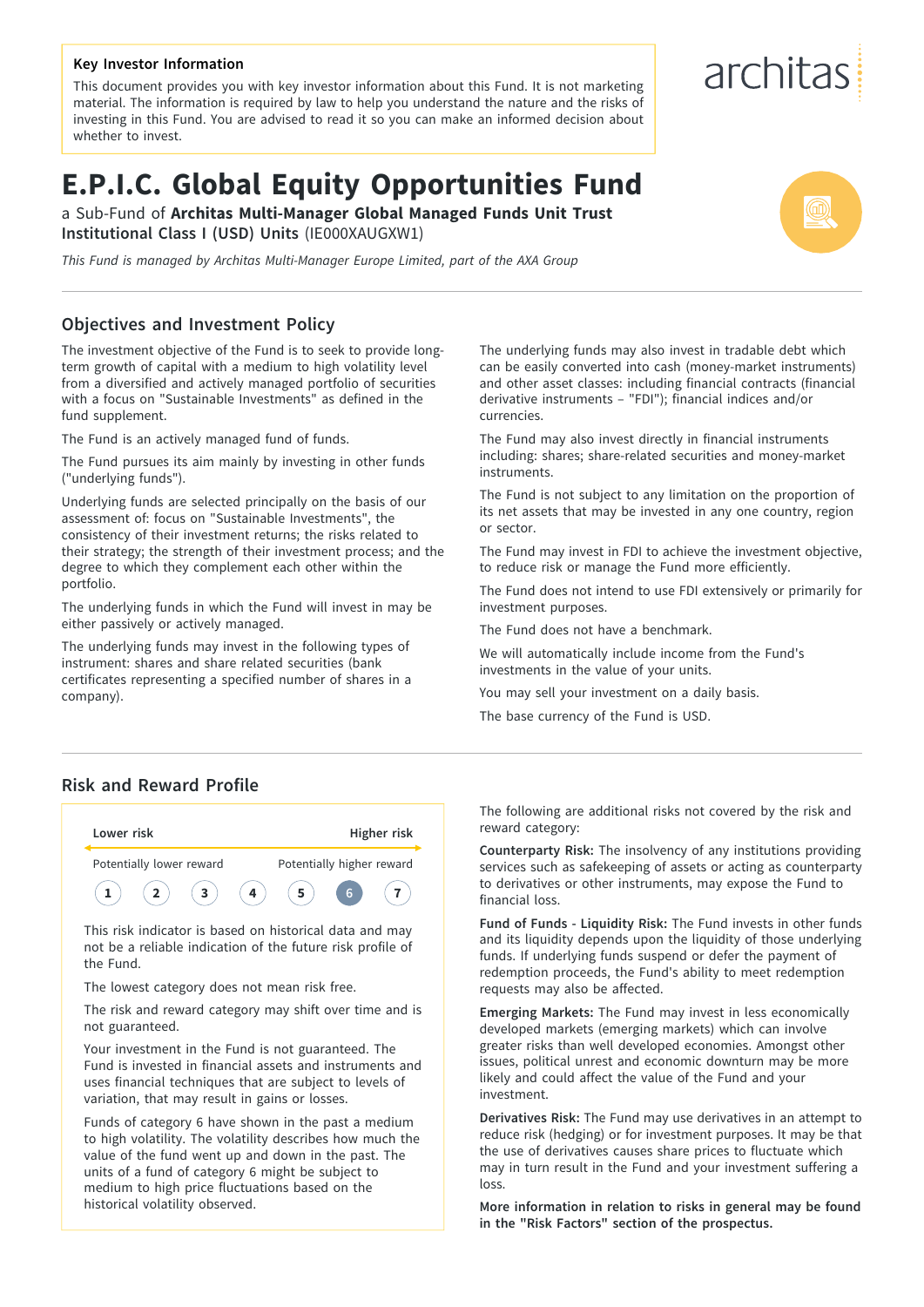**Key Investor Information**

This document provides you with key investor information about this Fund. It is not marketing material. The information is required by law to help you understand the nature and the risks of investing in this Fund. You are advised to read it so you can make an informed decision about whether to invest.

architas

# E.P.I.C. Global Equity Opportunities Fund

a Sub-Fund of **Architas Multi-Manager Global Managed Funds Unit Trust**
**Institutional Class I (USD) Units** (IE000XAUGXW1)

*This Fund is managed by Architas Multi-Manager Europe Limited, part of the AXA Group*

## Objectives and Investment Policy

The investment objective of the Fund is to seek to provide long-term growth of capital with a medium to high volatility level from a diversified and actively managed portfolio of securities with a focus on "Sustainable Investments" as defined in the fund supplement.

The Fund is an actively managed fund of funds.

The Fund pursues its aim mainly by investing in other funds ("underlying funds").

Underlying funds are selected principally on the basis of our assessment of: focus on "Sustainable Investments", the consistency of their investment returns; the risks related to their strategy; the strength of their investment process; and the degree to which they complement each other within the portfolio.

The underlying funds in which the Fund will invest in may be either passively or actively managed.

The underlying funds may invest in the following types of instrument: shares and share related securities (bank certificates representing a specified number of shares in a company).

The underlying funds may also invest in tradable debt which can be easily converted into cash (money-market instruments) and other asset classes: including financial contracts (financial derivative instruments – "FDI"); financial indices and/or currencies.

The Fund may also invest directly in financial instruments including: shares; share-related securities and money-market instruments.

The Fund is not subject to any limitation on the proportion of its net assets that may be invested in any one country, region or sector.

The Fund may invest in FDI to achieve the investment objective, to reduce risk or manage the Fund more efficiently.

The Fund does not intend to use FDI extensively or primarily for investment purposes.

The Fund does not have a benchmark.

We will automatically include income from the Fund's investments in the value of your units.

You may sell your investment on a daily basis.

The base currency of the Fund is USD.

## Risk and Reward Profile

| Lower risk | | | | | | Higher risk |
|---|---|---|---|---|---|---|
| Potentially lower reward | | | | | | Potentially higher reward |
| 1 | 2 | 3 | 4 | 5 | **6** | 7 |

This risk indicator is based on historical data and may not be a reliable indication of the future risk profile of the Fund.

The lowest category does not mean risk free.

The risk and reward category may shift over time and is not guaranteed.

Your investment in the Fund is not guaranteed. The Fund is invested in financial assets and instruments and uses financial techniques that are subject to levels of variation, that may result in gains or losses.

Funds of category 6 have shown in the past a medium to high volatility. The volatility describes how much the value of the fund went up and down in the past. The units of a fund of category 6 might be subject to medium to high price fluctuations based on the historical volatility observed.

The following are additional risks not covered by the risk and reward category:

**Counterparty Risk:** The insolvency of any institutions providing services such as safekeeping of assets or acting as counterparty to derivatives or other instruments, may expose the Fund to financial loss.

**Fund of Funds - Liquidity Risk:** The Fund invests in other funds and its liquidity depends upon the liquidity of those underlying funds. If underlying funds suspend or defer the payment of redemption proceeds, the Fund's ability to meet redemption requests may also be affected.

**Emerging Markets:** The Fund may invest in less economically developed markets (emerging markets) which can involve greater risks than well developed economies. Amongst other issues, political unrest and economic downturn may be more likely and could affect the value of the Fund and your investment.

**Derivatives Risk:** The Fund may use derivatives in an attempt to reduce risk (hedging) or for investment purposes. It may be that the use of derivatives causes share prices to fluctuate which may in turn result in the Fund and your investment suffering a loss.

**More information in relation to risks in general may be found in the "Risk Factors" section of the prospectus.**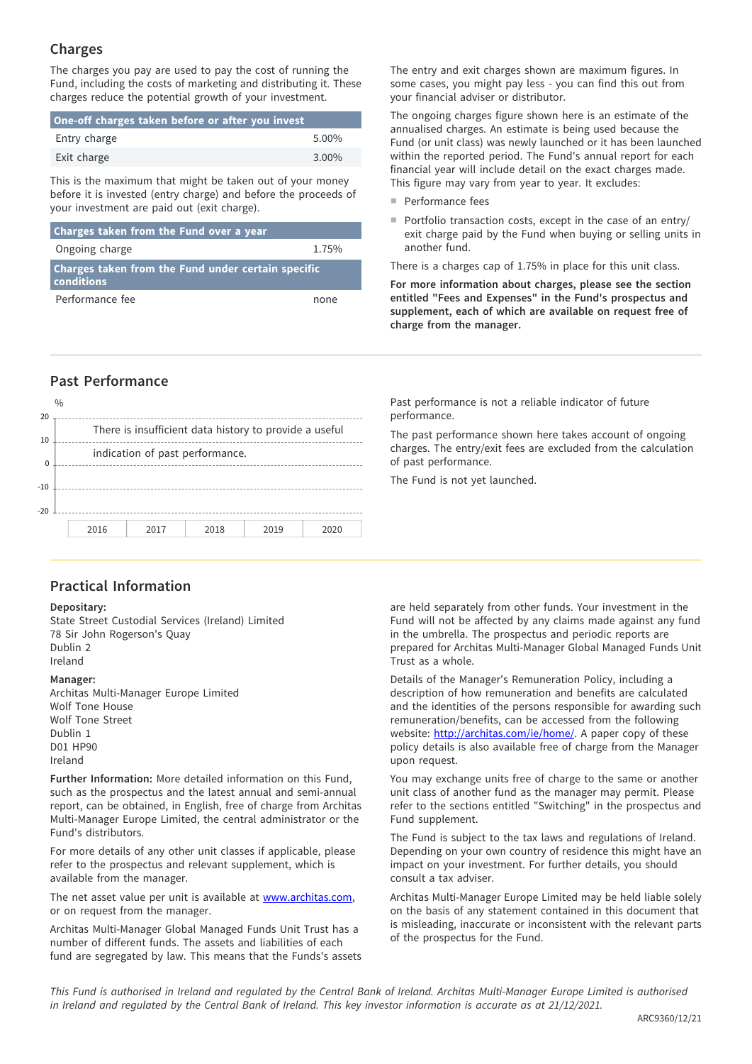## Charges

The charges you pay are used to pay the cost of running the Fund, including the costs of marketing and distributing it. These charges reduce the potential growth of your investment.

| One-off charges taken before or after you invest | |
|---|---|
| Entry charge | 5.00% |
| Exit charge | 3.00% |

This is the maximum that might be taken out of your money before it is invested (entry charge) and before the proceeds of your investment are paid out (exit charge).

| Charges taken from the Fund over a year | |
|---|---|
| Ongoing charge | 1.75% |

| Charges taken from the Fund under certain specific conditions | |
|---|---|
| Performance fee | none |

The entry and exit charges shown are maximum figures. In some cases, you might pay less - you can find this out from your financial adviser or distributor.

The ongoing charges figure shown here is an estimate of the annualised charges. An estimate is being used because the Fund (or unit class) was newly launched or it has been launched within the reported period. The Fund's annual report for each financial year will include detail on the exact charges made. This figure may vary from year to year. It excludes:

- Performance fees
- Portfolio transaction costs, except in the case of an entry/ exit charge paid by the Fund when buying or selling units in another fund.

There is a charges cap of 1.75% in place for this unit class.

**For more information about charges, please see the section entitled "Fees and Expenses" in the Fund's prospectus and supplement, each of which are available on request free of charge from the manager.**

## Past Performance

%

20
10
0
-10
-20

There is insufficient data history to provide a useful indication of past performance.

2016 2017 2018 2019 2020

Past performance is not a reliable indicator of future performance.

The past performance shown here takes account of ongoing charges. The entry/exit fees are excluded from the calculation of past performance.

The Fund is not yet launched.

## Practical Information

**Depositary:**
State Street Custodial Services (Ireland) Limited
78 Sir John Rogerson's Quay
Dublin 2
Ireland

**Manager:**
Architas Multi-Manager Europe Limited
Wolf Tone House
Wolf Tone Street
Dublin 1
D01 HP90
Ireland

**Further Information:** More detailed information on this Fund, such as the prospectus and the latest annual and semi-annual report, can be obtained, in English, free of charge from Architas Multi-Manager Europe Limited, the central administrator or the Fund's distributors.

For more details of any other unit classes if applicable, please refer to the prospectus and relevant supplement, which is available from the manager.

The net asset value per unit is available at www.architas.com, or on request from the manager.

Architas Multi-Manager Global Managed Funds Unit Trust has a number of different funds. The assets and liabilities of each fund are segregated by law. This means that the Funds's assets are held separately from other funds. Your investment in the Fund will not be affected by any claims made against any fund in the umbrella. The prospectus and periodic reports are prepared for Architas Multi-Manager Global Managed Funds Unit Trust as a whole.

Details of the Manager's Remuneration Policy, including a description of how remuneration and benefits are calculated and the identities of the persons responsible for awarding such remuneration/benefits, can be accessed from the following website: http://architas.com/ie/home/. A paper copy of these policy details is also available free of charge from the Manager upon request.

You may exchange units free of charge to the same or another unit class of another fund as the manager may permit. Please refer to the sections entitled "Switching" in the prospectus and Fund supplement.

The Fund is subject to the tax laws and regulations of Ireland. Depending on your own country of residence this might have an impact on your investment. For further details, you should consult a tax adviser.

Architas Multi-Manager Europe Limited may be held liable solely on the basis of any statement contained in this document that is misleading, inaccurate or inconsistent with the relevant parts of the prospectus for the Fund.

*This Fund is authorised in Ireland and regulated by the Central Bank of Ireland. Architas Multi-Manager Europe Limited is authorised in Ireland and regulated by the Central Bank of Ireland. This key investor information is accurate as at 21/12/2021.*

ARC9360/12/21